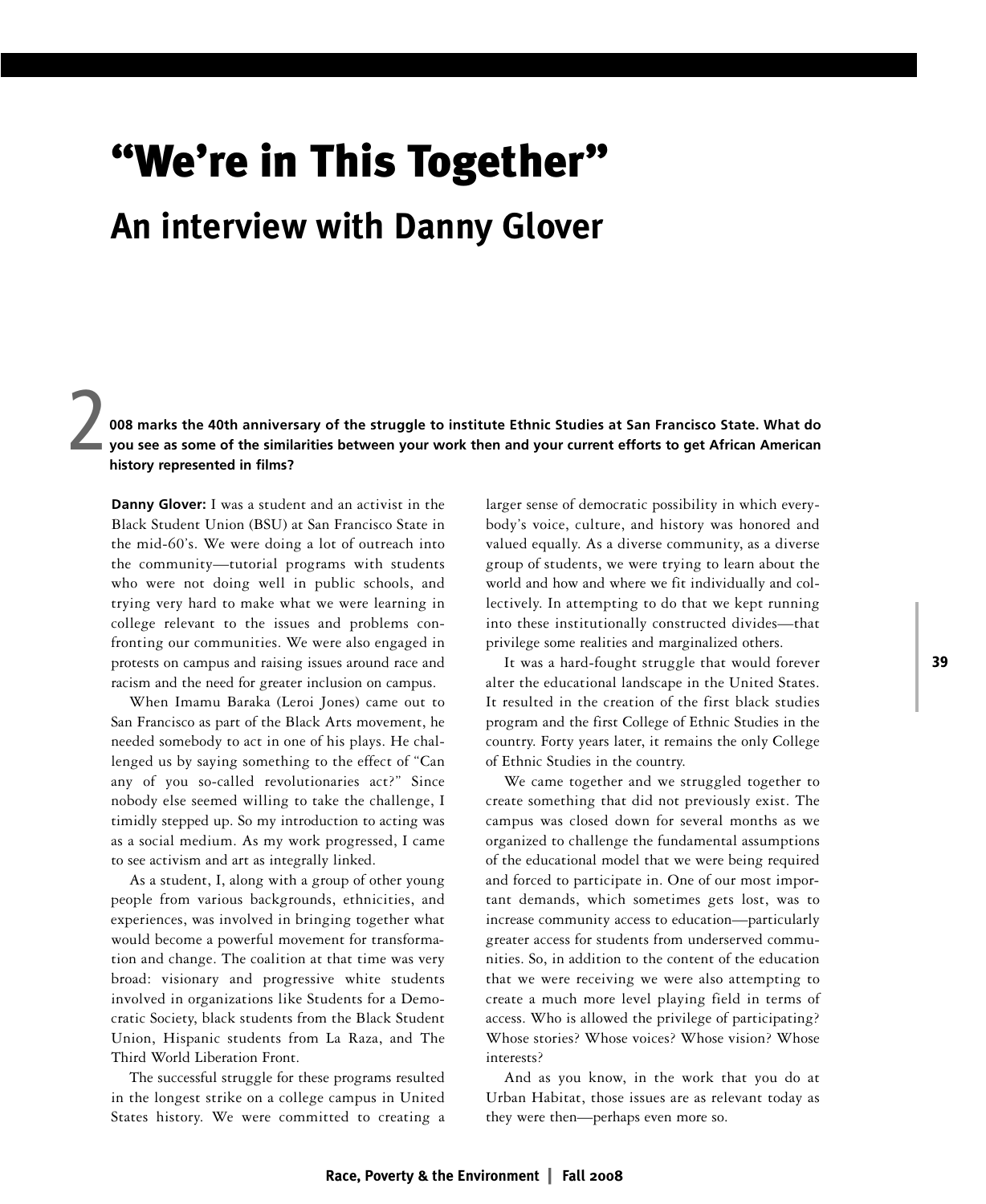# "We're in This Together"

## An interview with Danny Glover

**2008 marks the 40th anniversary of the struggle to institute Ethnic Studies at San Francisco State. What do you see as some of the similarities between your work then and your current efforts to get African American history represented in films?**

**Danny Glover:** I was a student and an activist in the Black Student Union (BSU) at San Francisco State in the mid-60's. We were doing a lot of outreach into the community—tutorial programs with students who were not doing well in public schools, and trying very hard to make what we were learning in college relevant to the issues and problems confronting our communities. We were also engaged in protests on campus and raising issues around race and racism and the need for greater inclusion on campus.

When Imamu Baraka (Leroi Jones) came out to San Francisco as part of the Black Arts movement, he needed somebody to act in one of his plays. He challenged us by saying something to the effect of "Can any of you so-called revolutionaries act?" Since nobody else seemed willing to take the challenge, I timidly stepped up. So my introduction to acting was as a social medium. As my work progressed, I came to see activism and art as integrally linked.

As a student, I, along with a group of other young people from various backgrounds, ethnicities, and experiences, was involved in bringing together what would become a powerful movement for transformation and change. The coalition at that time was very broad: visionary and progressive white students involved in organizations like Students for a Democratic Society, black students from the Black Student Union, Hispanic students from La Raza, and The Third World Liberation Front.

The successful struggle for these programs resulted in the longest strike on a college campus in United States history. We were committed to creating a larger sense of democratic possibility in which everybody's voice, culture, and history was honored and valued equally. As a diverse community, as a diverse group of students, we were trying to learn about the world and how and where we fit individually and collectively. In attempting to do that we kept running into these institutionally constructed divides—that privilege some realities and marginalized others.

It was a hard-fought struggle that would forever alter the educational landscape in the United States. It resulted in the creation of the first black studies program and the first College of Ethnic Studies in the country. Forty years later, it remains the only College of Ethnic Studies in the country.

We came together and we struggled together to create something that did not previously exist. The campus was closed down for several months as we organized to challenge the fundamental assumptions of the educational model that we were being required and forced to participate in. One of our most important demands, which sometimes gets lost, was to increase community access to education—particularly greater access for students from underserved communities. So, in addition to the content of the education that we were receiving we were also attempting to create a much more level playing field in terms of access. Who is allowed the privilege of participating? Whose stories? Whose voices? Whose vision? Whose interests?

And as you know, in the work that you do at Urban Habitat, those issues are as relevant today as they were then—perhaps even more so.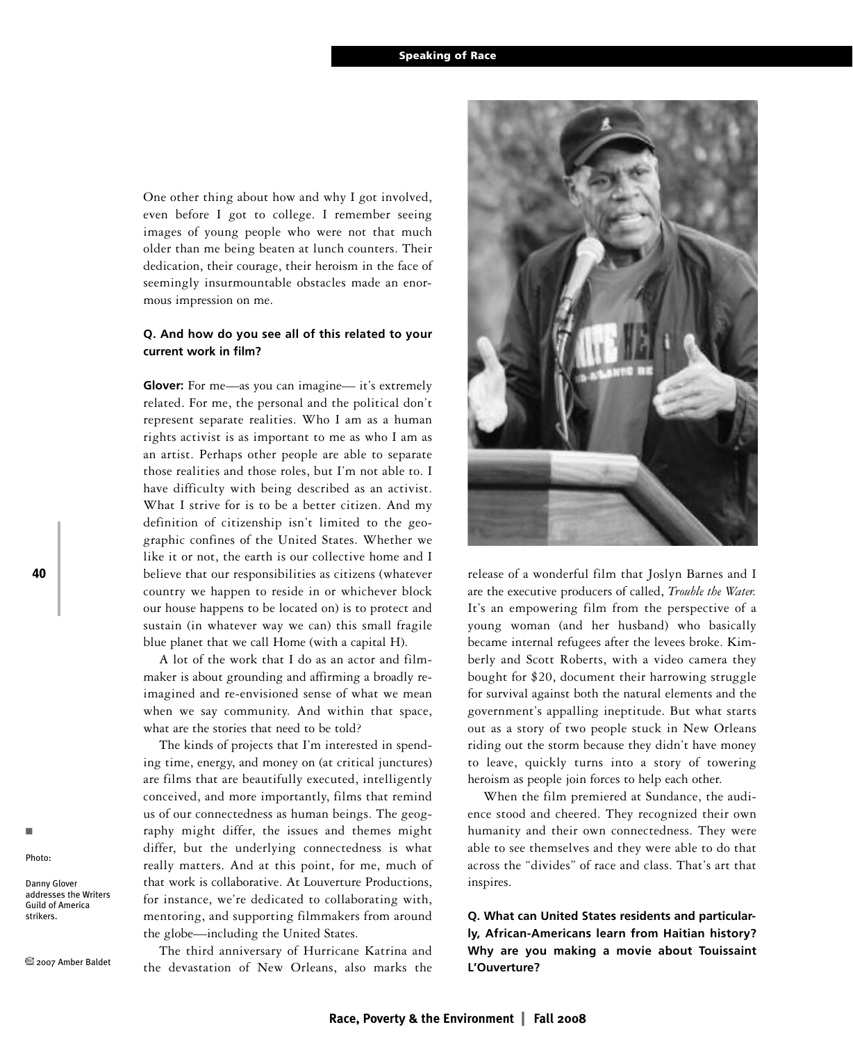One other thing about how and why I got involved, even before I got to college. I remember seeing images of young people who were not that much older than me being beaten at lunch counters. Their dedication, their courage, their heroism in the face of seemingly insurmountable obstacles made an enormous impression on me.

**Q. And how do you see all of this related to your current work in film?**

**Glover:** For me—as you can imagine— it's extremely related. For me, the personal and the political don't represent separate realities. Who I am as a human rights activist is as important to me as who I am as an artist. Perhaps other people are able to separate those realities and those roles, but I'm not able to. I have difficulty with being described as an activist. What I strive for is to be a better citizen. And my definition of citizenship isn't limited to the geographic confines of the United States. Whether we like it or not, the earth is our collective home and I believe that our responsibilities as citizens (whatever country we happen to reside in or whichever block our house happens to be located on) is to protect and sustain (in whatever way we can) this small fragile blue planet that we call Home (with a capital H).

A lot of the work that I do as an actor and filmmaker is about grounding and affirming a broadly re-imagined and re-envisioned sense of what we mean when we say community. And within that space, what are the stories that need to be told?

The kinds of projects that I'm interested in spending time, energy, and money on (at critical junctures) are films that are beautifully executed, intelligently conceived, and more importantly, films that remind us of our connectedness as human beings. The geography might differ, the issues and themes might differ, but the underlying connectedness is what really matters. And at this point, for me, much of that work is collaborative. At Louverture Productions, for instance, we're dedicated to collaborating with, mentoring, and supporting filmmakers from around the globe—including the United States.

The third anniversary of Hurricane Katrina and the devastation of New Orleans, also marks the release of a wonderful film that Joslyn Barnes and I are the executive producers of called, *Trouble the Water.* It's an empowering film from the perspective of a young woman (and her husband) who basically became internal refugees after the levees broke. Kimberly and Scott Roberts, with a video camera they bought for $20, document their harrowing struggle for survival against both the natural elements and the government's appalling ineptitude. But what starts out as a story of two people stuck in New Orleans riding out the storm because they didn't have money to leave, quickly turns into a story of towering heroism as people join forces to help each other.

When the film premiered at Sundance, the audience stood and cheered. They recognized their own humanity and their own connectedness. They were able to see themselves and they were able to do that across the "divides" of race and class. That's art that inspires.

Photo:

Danny Glover addresses the Writers Guild of America strikers.

© 2007 Amber Baldet

**Q. What can United States residents and particularly, African-Americans learn from Haitian history? Why are you making a movie about Touissaint L'Ouverture?**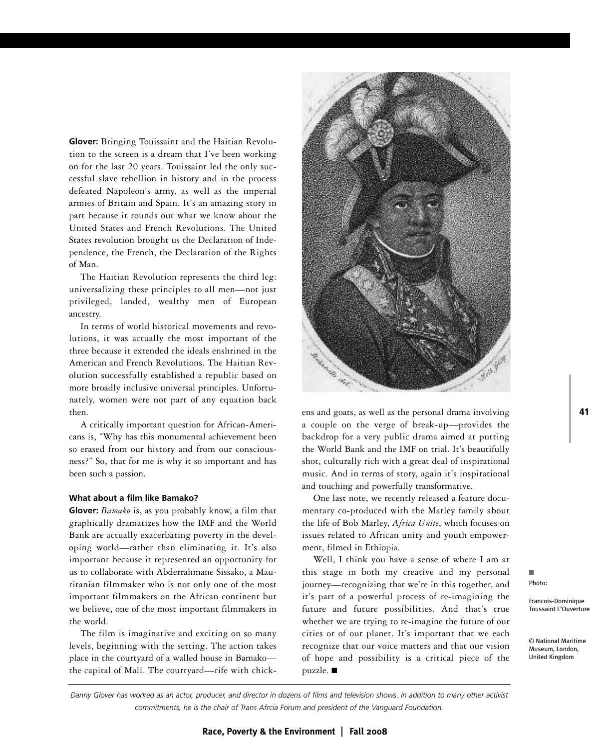**Glover:** Bringing Touissaint and the Haitian Revolution to the screen is a dream that I've been working on for the last 20 years. Touissaint led the only successful slave rebellion in history and in the process defeated Napoleon's army, as well as the imperial armies of Britain and Spain. It's an amazing story in part because it rounds out what we know about the United States and French Revolutions. The United States revolution brought us the Declaration of Independence, the French, the Declaration of the Rights of Man.

The Haitian Revolution represents the third leg: universalizing these principles to all men—not just privileged, landed, wealthy men of European ancestry.

In terms of world historical movements and revolutions, it was actually the most important of the three because it extended the ideals enshrined in the American and French Revolutions. The Haitian Revolution successfully established a republic based on more broadly inclusive universal principles. Unfortunately, women were not part of any equation back then.

A critically important question for African-Americans is, "Why has this monumental achievement been so erased from our history and from our consciousness?" So, that for me is why it so important and has been such a passion.

**What about a film like Bamako?**

**Glover:** *Bamako* is, as you probably know, a film that graphically dramatizes how the IMF and the World Bank are actually exacerbating poverty in the developing world—rather than eliminating it. It's also important because it represented an opportunity for us to collaborate with Abderrahmane Sissako, a Mauritanian filmmaker who is not only one of the most important filmmakers on the African continent but we believe, one of the most important filmmakers in the world.

The film is imaginative and exciting on so many levels, beginning with the setting. The action takes place in the courtyard of a walled house in Bamako—the capital of Mali. The courtyard—rife with chickens and goats, as well as the personal drama involving a couple on the verge of break-up—provides the backdrop for a very public drama aimed at putting the World Bank and the IMF on trial. It's beautifully shot, culturally rich with a great deal of inspirational music. And in terms of story, again it's inspirational and touching and powerfully transformative.

One last note, we recently released a feature documentary co-produced with the Marley family about the life of Bob Marley, *Africa Unite*, which focuses on issues related to African unity and youth empowerment, filmed in Ethiopia.

Well, I think you have a sense of where I am at this stage in both my creative and my personal journey—recognizing that we're in this together, and it's part of a powerful process of re-imagining the future and future possibilities. And that's true whether we are trying to re-imagine the future of our cities or of our planet. It's important that we each recognize that our voice matters and that our vision of hope and possibility is a critical piece of the puzzle. ■

Photo:

Francois-Dominique Toussaint L'Ouverture

© National Maritime Museum, London, United Kingdom

*Danny Glover has worked as an actor, producer, and director in dozens of films and television shows. In addition to many other activist commitments, he is the chair of Trans Afrcia Forum and president of the Vanguard Foundation.*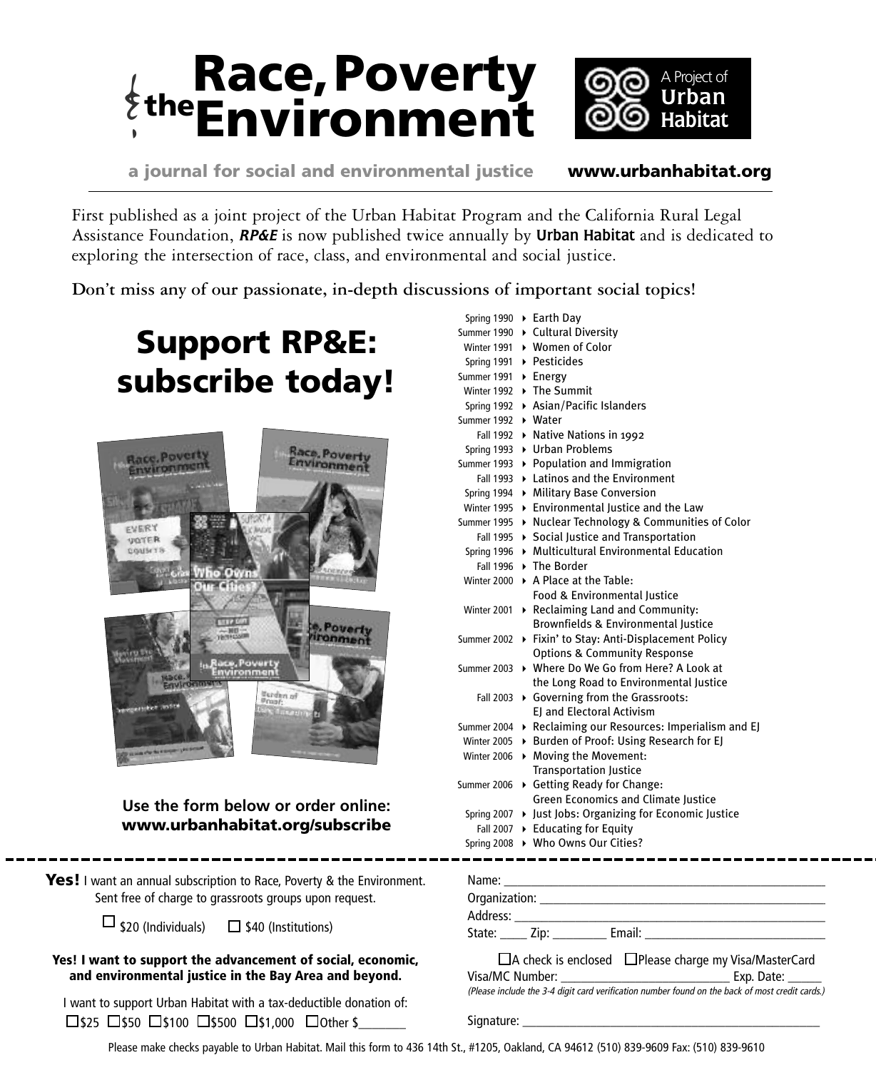# Race, Poverty & the Environment

A Project of Urban Habitat

**a journal for social and environmental justice** **www.urbanhabitat.org**

First published as a joint project of the Urban Habitat Program and the California Rural Legal Assistance Foundation, ***RP&E*** is now published twice annually by **Urban Habitat** and is dedicated to exploring the intersection of race, class, and environmental and social justice.

**Don't miss any of our passionate, in-depth discussions of important social topics!**

## Support RP&E: subscribe today!

- Spring 1990 ▸ Earth Day
- Summer 1990 ▸ Cultural Diversity
- Winter 1991 ▸ Women of Color
- Spring 1991 ▸ Pesticides
- Summer 1991 ▸ Energy
- Winter 1992 ▸ The Summit
- Spring 1992 ▸ Asian/Pacific Islanders
- Summer 1992 ▸ Water
- Fall 1992 ▸ Native Nations in 1992
- Spring 1993 ▸ Urban Problems
- Summer 1993 ▸ Population and Immigration
- Fall 1993 ▸ Latinos and the Environment
- Spring 1994 ▸ Military Base Conversion
- Winter 1995 ▸ Environmental Justice and the Law
- Summer 1995 ▸ Nuclear Technology & Communities of Color
- Fall 1995 ▸ Social Justice and Transportation
- Spring 1996 ▸ Multicultural Environmental Education
- Fall 1996 ▸ The Border
- Winter 2000 ▸ A Place at the Table: Food & Environmental Justice
- Winter 2001 ▸ Reclaiming Land and Community: Brownfields & Environmental Justice
- Summer 2002 ▸ Fixin' to Stay: Anti-Displacement Policy Options & Community Response
- Summer 2003 ▸ Where Do We Go from Here? A Look at the Long Road to Environmental Justice
- Fall 2003 ▸ Governing from the Grassroots: EJ and Electoral Activism
- Summer 2004 ▸ Reclaiming our Resources: Imperialism and EJ
- Winter 2005 ▸ Burden of Proof: Using Research for EJ
- Winter 2006 ▸ Moving the Movement: Transportation Justice
- Summer 2006 ▸ Getting Ready for Change: Green Economics and Climate Justice
- Spring 2007 ▸ Just Jobs: Organizing for Economic Justice
- Fall 2007 ▸ Educating for Equity
- Spring 2008 ▸ Who Owns Our Cities?

**Use the form below or order online: www.urbanhabitat.org/subscribe**

---

**Yes!** I want an annual subscription to Race, Poverty & the Environment. Sent free of charge to grassroots groups upon request.

☐ $20 (Individuals) ☐ $40 (Institutions)

**Yes! I want to support the advancement of social, economic, and environmental justice in the Bay Area and beyond.**

I want to support Urban Habitat with a tax-deductible donation of:

☐$25 ☐$50 ☐$100 ☐$500 ☐$1,000 ☐Other $_______

Name: ______________________________

Organization: ______________________________

Address: ______________________________

State: ____ Zip: ________ Email: ______________________________

☐A check is enclosed ☐Please charge my Visa/MasterCard

Visa/MC Number: __________________________ Exp. Date: _____

*(Please include the 3-4 digit card verification number found on the back of most credit cards.)*

Signature: ______________________________

Please make checks payable to Urban Habitat. Mail this form to 436 14th St., #1205, Oakland, CA 94612 (510) 839-9609 Fax: (510) 839-9610